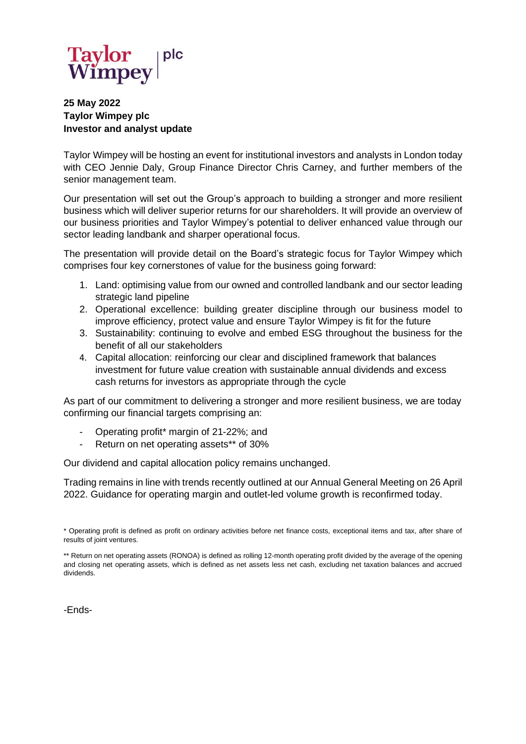Taylor Wimpey | plc

**25 May 2022**
**Taylor Wimpey plc**
**Investor and analyst update**

Taylor Wimpey will be hosting an event for institutional investors and analysts in London today with CEO Jennie Daly, Group Finance Director Chris Carney, and further members of the senior management team.

Our presentation will set out the Group's approach to building a stronger and more resilient business which will deliver superior returns for our shareholders. It will provide an overview of our business priorities and Taylor Wimpey's potential to deliver enhanced value through our sector leading landbank and sharper operational focus.

The presentation will provide detail on the Board's strategic focus for Taylor Wimpey which comprises four key cornerstones of value for the business going forward:

1. Land: optimising value from our owned and controlled landbank and our sector leading strategic land pipeline
2. Operational excellence: building greater discipline through our business model to improve efficiency, protect value and ensure Taylor Wimpey is fit for the future
3. Sustainability: continuing to evolve and embed ESG throughout the business for the benefit of all our stakeholders
4. Capital allocation: reinforcing our clear and disciplined framework that balances investment for future value creation with sustainable annual dividends and excess cash returns for investors as appropriate through the cycle

As part of our commitment to delivering a stronger and more resilient business, we are today confirming our financial targets comprising an:

- Operating profit* margin of 21-22%; and
- Return on net operating assets** of 30%

Our dividend and capital allocation policy remains unchanged.

Trading remains in line with trends recently outlined at our Annual General Meeting on 26 April 2022. Guidance for operating margin and outlet-led volume growth is reconfirmed today.

\* Operating profit is defined as profit on ordinary activities before net finance costs, exceptional items and tax, after share of results of joint ventures.

\** Return on net operating assets (RONOA) is defined as rolling 12-month operating profit divided by the average of the opening and closing net operating assets, which is defined as net assets less net cash, excluding net taxation balances and accrued dividends.

-Ends-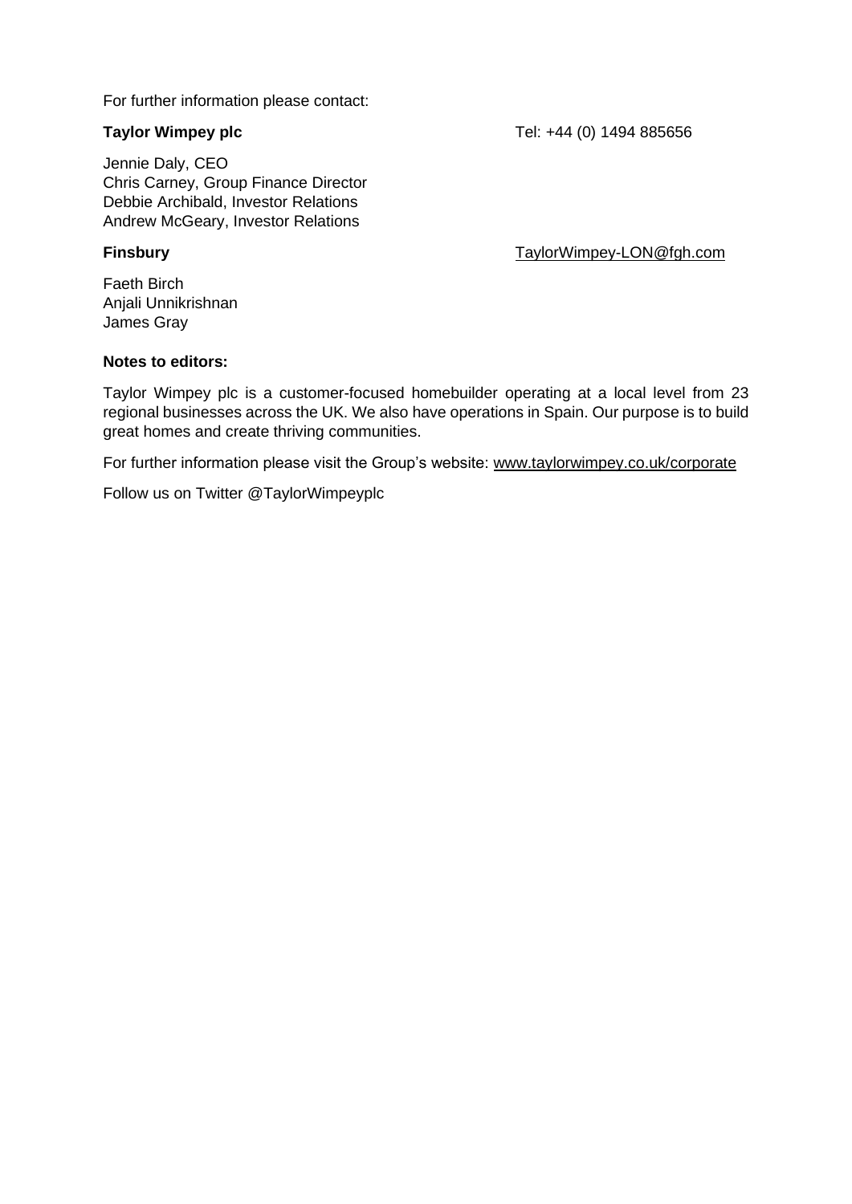For further information please contact:

**Taylor Wimpey plc** Tel: +44 (0) 1494 885656

Jennie Daly, CEO
Chris Carney, Group Finance Director
Debbie Archibald, Investor Relations
Andrew McGeary, Investor Relations

**Finsbury** TaylorWimpey-LON@fgh.com

Faeth Birch
Anjali Unnikrishnan
James Gray

**Notes to editors:**

Taylor Wimpey plc is a customer-focused homebuilder operating at a local level from 23 regional businesses across the UK. We also have operations in Spain. Our purpose is to build great homes and create thriving communities.

For further information please visit the Group's website: www.taylorwimpey.co.uk/corporate

Follow us on Twitter @TaylorWimpeyplc